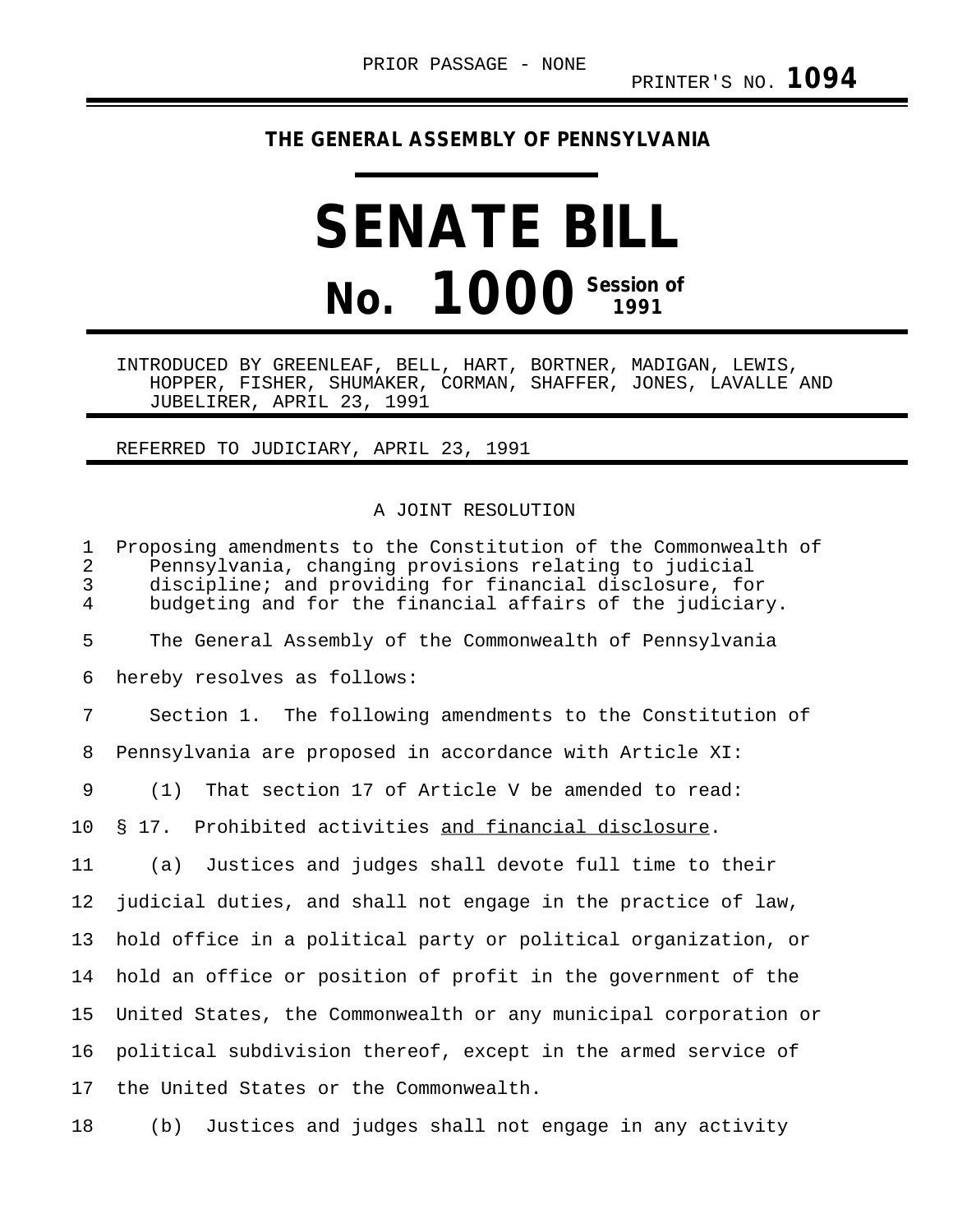PRIOR PASSAGE - NONE

PRINTER'S NO. **1094**

**THE GENERAL ASSEMBLY OF PENNSYLVANIA**

# SENATE BILL

# No. 1000 Session of 1991

INTRODUCED BY GREENLEAF, BELL, HART, BORTNER, MADIGAN, LEWIS, HOPPER, FISHER, SHUMAKER, CORMAN, SHAFFER, JONES, LAVALLE AND JUBELIRER, APRIL 23, 1991

REFERRED TO JUDICIARY, APRIL 23, 1991

A JOINT RESOLUTION

Proposing amendments to the Constitution of the Commonwealth of Pennsylvania, changing provisions relating to judicial discipline; and providing for financial disclosure, for budgeting and for the financial affairs of the judiciary.

The General Assembly of the Commonwealth of Pennsylvania hereby resolves as follows:

Section 1. The following amendments to the Constitution of Pennsylvania are proposed in accordance with Article XI:

(1) That section 17 of Article V be amended to read:

§ 17. Prohibited activities <u>and financial disclosure</u>.

(a) Justices and judges shall devote full time to their judicial duties, and shall not engage in the practice of law, hold office in a political party or political organization, or hold an office or position of profit in the government of the United States, the Commonwealth or any municipal corporation or political subdivision thereof, except in the armed service of the United States or the Commonwealth.

(b) Justices and judges shall not engage in any activity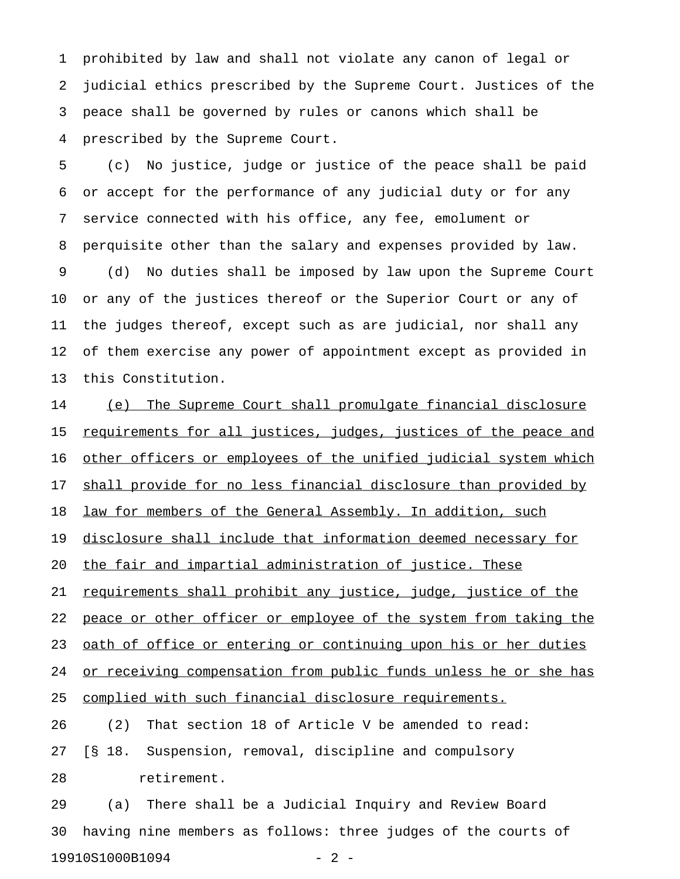prohibited by law and shall not violate any canon of legal or judicial ethics prescribed by the Supreme Court. Justices of the peace shall be governed by rules or canons which shall be prescribed by the Supreme Court.

(c) No justice, judge or justice of the peace shall be paid or accept for the performance of any judicial duty or for any service connected with his office, any fee, emolument or perquisite other than the salary and expenses provided by law.

(d) No duties shall be imposed by law upon the Supreme Court or any of the justices thereof or the Superior Court or any of the judges thereof, except such as are judicial, nor shall any of them exercise any power of appointment except as provided in this Constitution.

<u>(e) The Supreme Court shall promulgate financial disclosure requirements for all justices, judges, justices of the peace and other officers or employees of the unified judicial system which shall provide for no less financial disclosure than provided by law for members of the General Assembly. In addition, such disclosure shall include that information deemed necessary for the fair and impartial administration of justice. These requirements shall prohibit any justice, judge, justice of the peace or other officer or employee of the system from taking the oath of office or entering or continuing upon his or her duties or receiving compensation from public funds unless he or she has complied with such financial disclosure requirements.</u>

(2) That section 18 of Article V be amended to read:

[§ 18. Suspension, removal, discipline and compulsory retirement.

(a) There shall be a Judicial Inquiry and Review Board having nine members as follows: three judges of the courts of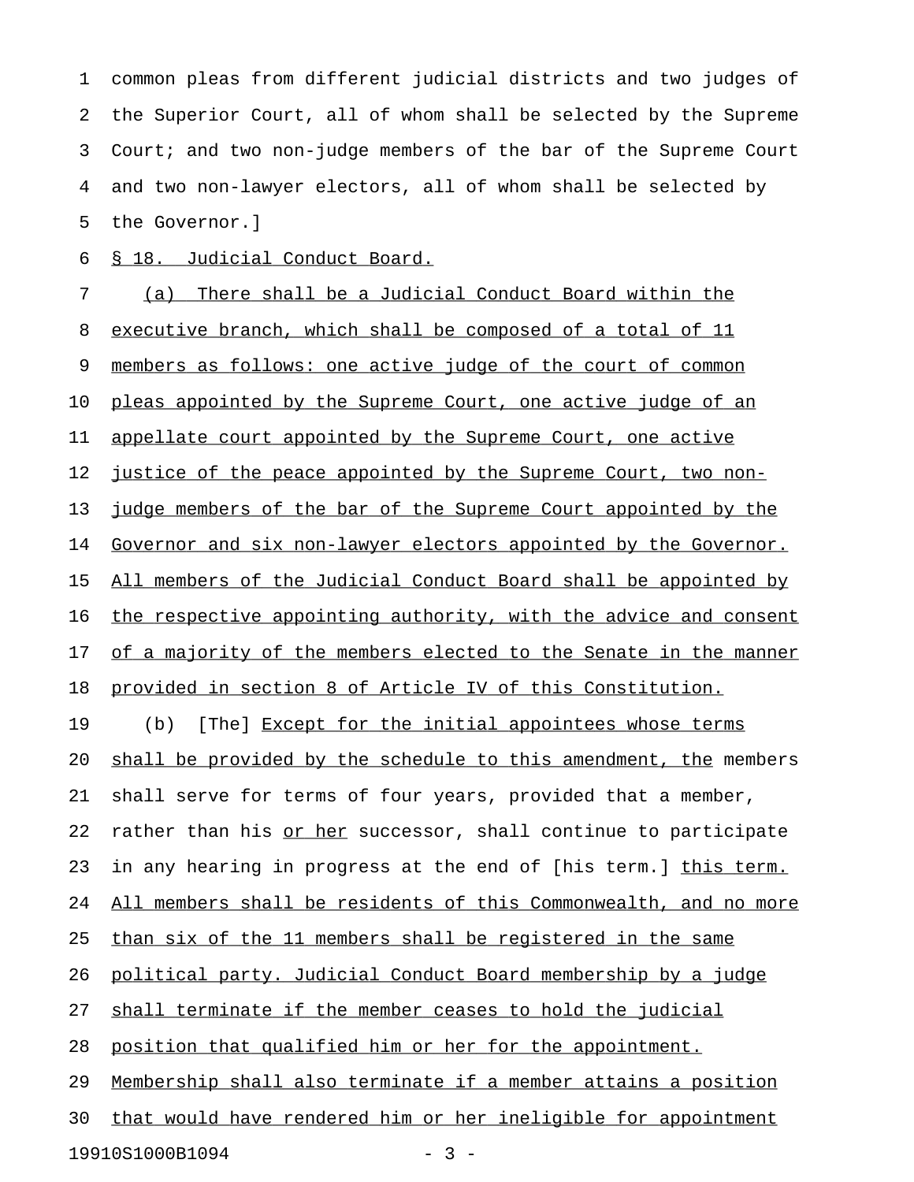common pleas from different judicial districts and two judges of the Superior Court, all of whom shall be selected by the Supreme Court; and two non-judge members of the bar of the Supreme Court and two non-lawyer electors, all of whom shall be selected by the Governor.]

§ 18. Judicial Conduct Board.

(a) There shall be a Judicial Conduct Board within the executive branch, which shall be composed of a total of 11 members as follows: one active judge of the court of common pleas appointed by the Supreme Court, one active judge of an appellate court appointed by the Supreme Court, one active justice of the peace appointed by the Supreme Court, two non-judge members of the bar of the Supreme Court appointed by the Governor and six non-lawyer electors appointed by the Governor. All members of the Judicial Conduct Board shall be appointed by the respective appointing authority, with the advice and consent of a majority of the members elected to the Senate in the manner provided in section 8 of Article IV of this Constitution.

(b) [The] Except for the initial appointees whose terms shall be provided by the schedule to this amendment, the members shall serve for terms of four years, provided that a member, rather than his or her successor, shall continue to participate in any hearing in progress at the end of [his term.] this term. All members shall be residents of this Commonwealth, and no more than six of the 11 members shall be registered in the same political party. Judicial Conduct Board membership by a judge shall terminate if the member ceases to hold the judicial position that qualified him or her for the appointment. Membership shall also terminate if a member attains a position that would have rendered him or her ineligible for appointment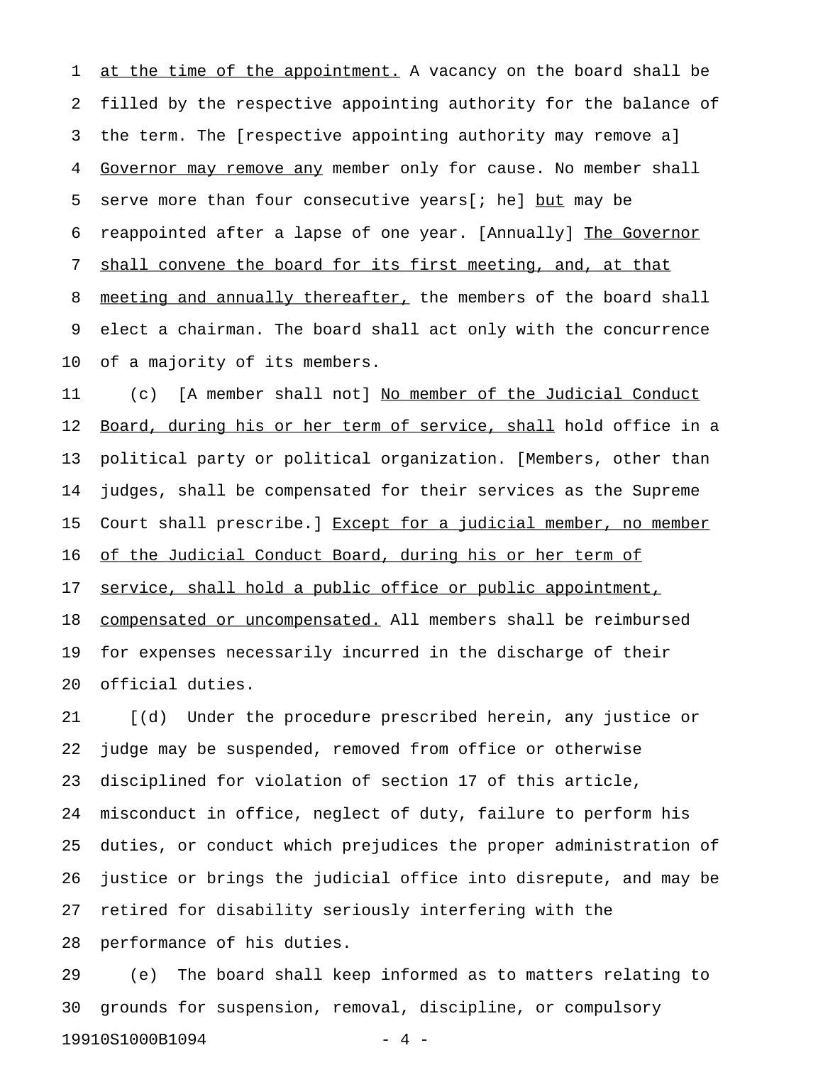at the time of the appointment. A vacancy on the board shall be filled by the respective appointing authority for the balance of the term. The [respective appointing authority may remove a] Governor may remove any member only for cause. No member shall serve more than four consecutive years[; he] but may be reappointed after a lapse of one year. [Annually] The Governor shall convene the board for its first meeting, and, at that meeting and annually thereafter, the members of the board shall elect a chairman. The board shall act only with the concurrence of a majority of its members.

(c) [A member shall not] No member of the Judicial Conduct Board, during his or her term of service, shall hold office in a political party or political organization. [Members, other than judges, shall be compensated for their services as the Supreme Court shall prescribe.] Except for a judicial member, no member of the Judicial Conduct Board, during his or her term of service, shall hold a public office or public appointment, compensated or uncompensated. All members shall be reimbursed for expenses necessarily incurred in the discharge of their official duties.

[(d) Under the procedure prescribed herein, any justice or judge may be suspended, removed from office or otherwise disciplined for violation of section 17 of this article, misconduct in office, neglect of duty, failure to perform his duties, or conduct which prejudices the proper administration of justice or brings the judicial office into disrepute, and may be retired for disability seriously interfering with the performance of his duties.

(e) The board shall keep informed as to matters relating to grounds for suspension, removal, discipline, or compulsory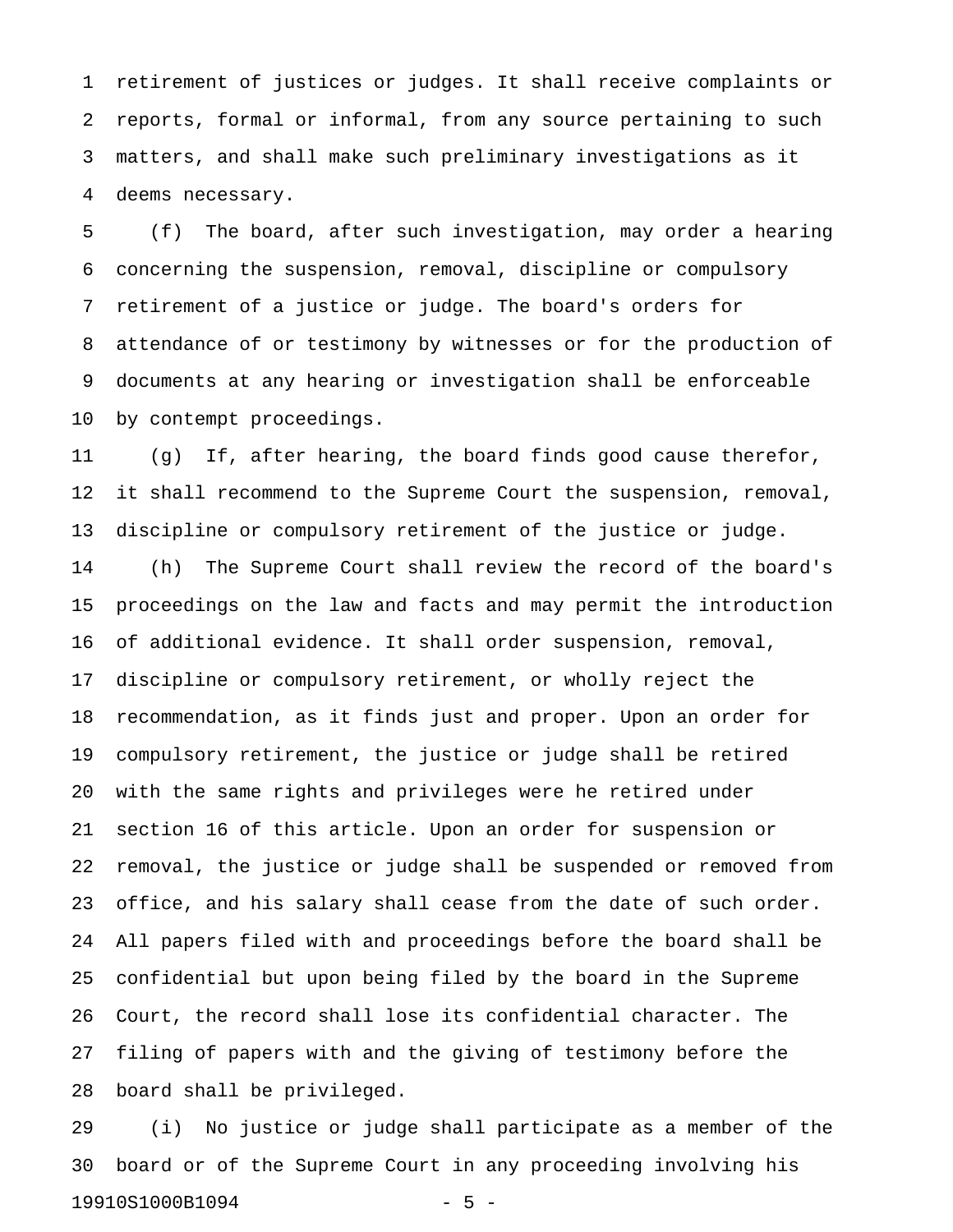retirement of justices or judges. It shall receive complaints or reports, formal or informal, from any source pertaining to such matters, and shall make such preliminary investigations as it deems necessary.

(f) The board, after such investigation, may order a hearing concerning the suspension, removal, discipline or compulsory retirement of a justice or judge. The board's orders for attendance of or testimony by witnesses or for the production of documents at any hearing or investigation shall be enforceable by contempt proceedings.

(g) If, after hearing, the board finds good cause therefor, it shall recommend to the Supreme Court the suspension, removal, discipline or compulsory retirement of the justice or judge.

(h) The Supreme Court shall review the record of the board's proceedings on the law and facts and may permit the introduction of additional evidence. It shall order suspension, removal, discipline or compulsory retirement, or wholly reject the recommendation, as it finds just and proper. Upon an order for compulsory retirement, the justice or judge shall be retired with the same rights and privileges were he retired under section 16 of this article. Upon an order for suspension or removal, the justice or judge shall be suspended or removed from office, and his salary shall cease from the date of such order. All papers filed with and proceedings before the board shall be confidential but upon being filed by the board in the Supreme Court, the record shall lose its confidential character. The filing of papers with and the giving of testimony before the board shall be privileged.

(i) No justice or judge shall participate as a member of the board or of the Supreme Court in any proceeding involving his

19910S1000B1094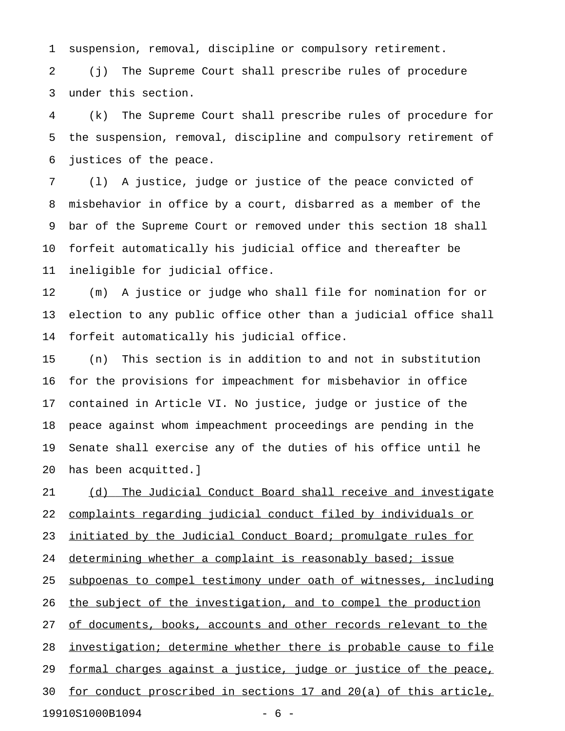suspension, removal, discipline or compulsory retirement.

(j) The Supreme Court shall prescribe rules of procedure under this section.

(k) The Supreme Court shall prescribe rules of procedure for the suspension, removal, discipline and compulsory retirement of justices of the peace.

(l) A justice, judge or justice of the peace convicted of misbehavior in office by a court, disbarred as a member of the bar of the Supreme Court or removed under this section 18 shall forfeit automatically his judicial office and thereafter be ineligible for judicial office.

(m) A justice or judge who shall file for nomination for or election to any public office other than a judicial office shall forfeit automatically his judicial office.

(n) This section is in addition to and not in substitution for the provisions for impeachment for misbehavior in office contained in Article VI. No justice, judge or justice of the peace against whom impeachment proceedings are pending in the Senate shall exercise any of the duties of his office until he has been acquitted.]

<u>(d) The Judicial Conduct Board shall receive and investigate complaints regarding judicial conduct filed by individuals or initiated by the Judicial Conduct Board; promulgate rules for determining whether a complaint is reasonably based; issue subpoenas to compel testimony under oath of witnesses, including the subject of the investigation, and to compel the production of documents, books, accounts and other records relevant to the investigation; determine whether there is probable cause to file formal charges against a justice, judge or justice of the peace, for conduct proscribed in sections 17 and 20(a) of this article,</u>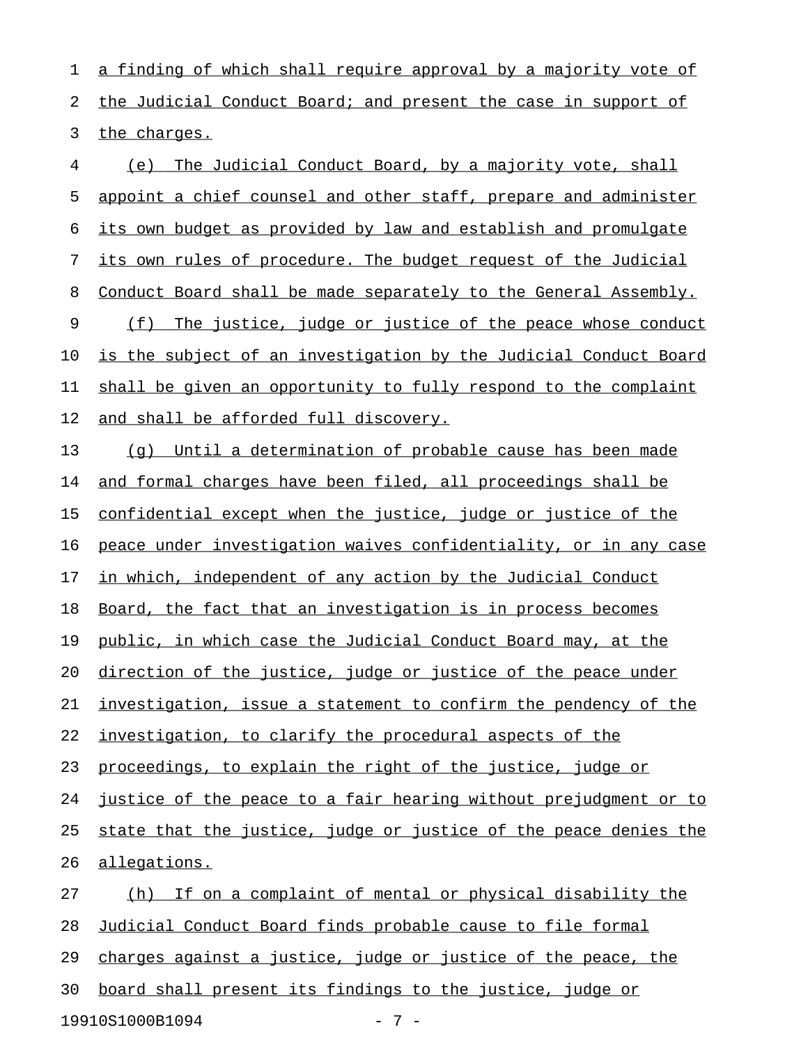a finding of which shall require approval by a majority vote of the Judicial Conduct Board; and present the case in support of the charges.

(e) The Judicial Conduct Board, by a majority vote, shall appoint a chief counsel and other staff, prepare and administer its own budget as provided by law and establish and promulgate its own rules of procedure. The budget request of the Judicial Conduct Board shall be made separately to the General Assembly.

(f) The justice, judge or justice of the peace whose conduct is the subject of an investigation by the Judicial Conduct Board shall be given an opportunity to fully respond to the complaint and shall be afforded full discovery.

(g) Until a determination of probable cause has been made and formal charges have been filed, all proceedings shall be confidential except when the justice, judge or justice of the peace under investigation waives confidentiality, or in any case in which, independent of any action by the Judicial Conduct Board, the fact that an investigation is in process becomes public, in which case the Judicial Conduct Board may, at the direction of the justice, judge or justice of the peace under investigation, issue a statement to confirm the pendency of the investigation, to clarify the procedural aspects of the proceedings, to explain the right of the justice, judge or justice of the peace to a fair hearing without prejudgment or to state that the justice, judge or justice of the peace denies the allegations.

(h) If on a complaint of mental or physical disability the Judicial Conduct Board finds probable cause to file formal charges against a justice, judge or justice of the peace, the board shall present its findings to the justice, judge or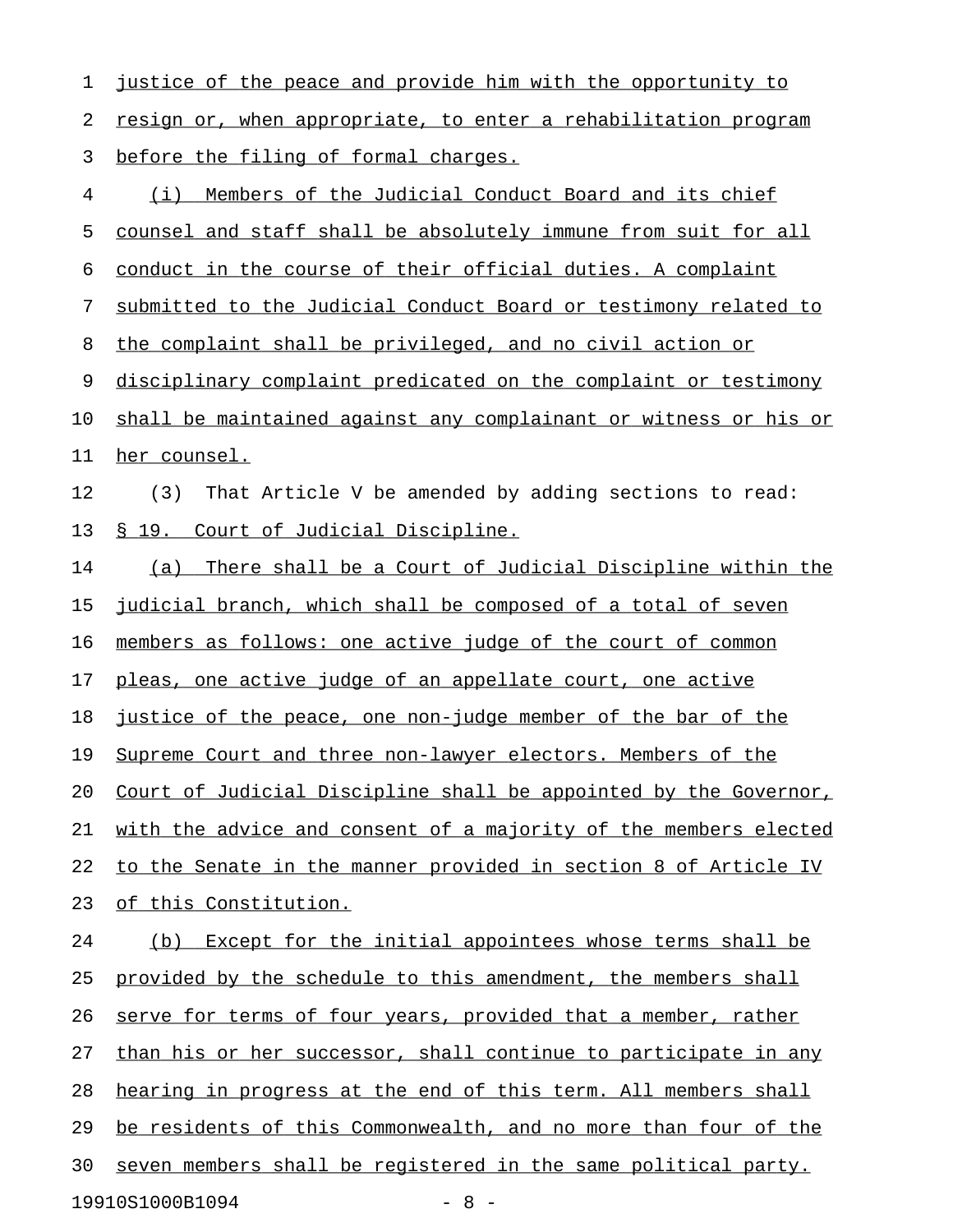justice of the peace and provide him with the opportunity to resign or, when appropriate, to enter a rehabilitation program before the filing of formal charges.

(i) Members of the Judicial Conduct Board and its chief counsel and staff shall be absolutely immune from suit for all conduct in the course of their official duties. A complaint submitted to the Judicial Conduct Board or testimony related to the complaint shall be privileged, and no civil action or disciplinary complaint predicated on the complaint or testimony shall be maintained against any complainant or witness or his or her counsel.

(3) That Article V be amended by adding sections to read:

§ 19. Court of Judicial Discipline.

(a) There shall be a Court of Judicial Discipline within the judicial branch, which shall be composed of a total of seven members as follows: one active judge of the court of common pleas, one active judge of an appellate court, one active justice of the peace, one non-judge member of the bar of the Supreme Court and three non-lawyer electors. Members of the Court of Judicial Discipline shall be appointed by the Governor, with the advice and consent of a majority of the members elected to the Senate in the manner provided in section 8 of Article IV of this Constitution.

(b) Except for the initial appointees whose terms shall be provided by the schedule to this amendment, the members shall serve for terms of four years, provided that a member, rather than his or her successor, shall continue to participate in any hearing in progress at the end of this term. All members shall be residents of this Commonwealth, and no more than four of the seven members shall be registered in the same political party.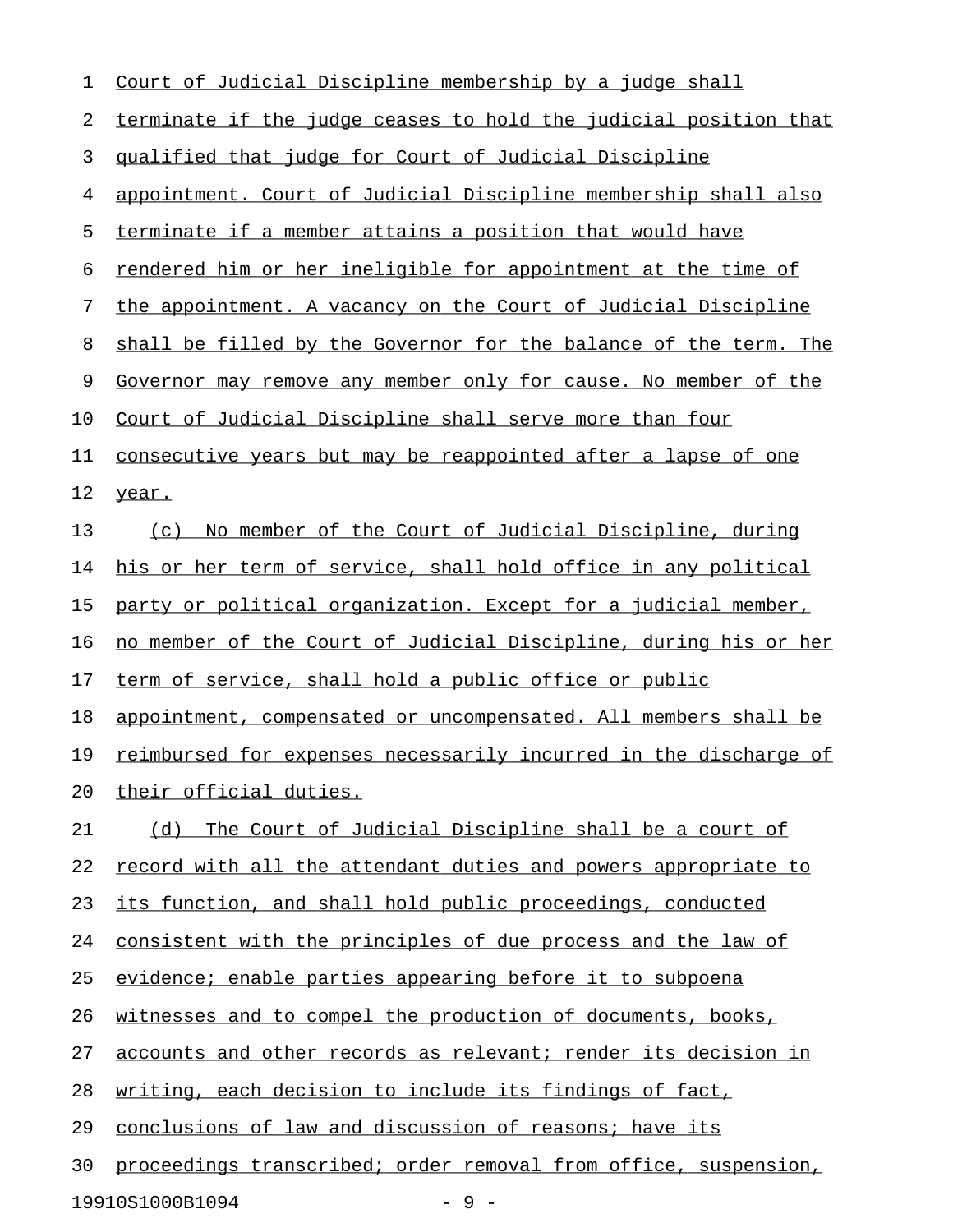Court of Judicial Discipline membership by a judge shall terminate if the judge ceases to hold the judicial position that qualified that judge for Court of Judicial Discipline appointment. Court of Judicial Discipline membership shall also terminate if a member attains a position that would have rendered him or her ineligible for appointment at the time of the appointment. A vacancy on the Court of Judicial Discipline shall be filled by the Governor for the balance of the term. The Governor may remove any member only for cause. No member of the Court of Judicial Discipline shall serve more than four consecutive years but may be reappointed after a lapse of one year.

(c) No member of the Court of Judicial Discipline, during his or her term of service, shall hold office in any political party or political organization. Except for a judicial member, no member of the Court of Judicial Discipline, during his or her term of service, shall hold a public office or public appointment, compensated or uncompensated. All members shall be reimbursed for expenses necessarily incurred in the discharge of their official duties.

(d) The Court of Judicial Discipline shall be a court of record with all the attendant duties and powers appropriate to its function, and shall hold public proceedings, conducted consistent with the principles of due process and the law of evidence; enable parties appearing before it to subpoena witnesses and to compel the production of documents, books, accounts and other records as relevant; render its decision in writing, each decision to include its findings of fact, conclusions of law and discussion of reasons; have its proceedings transcribed; order removal from office, suspension,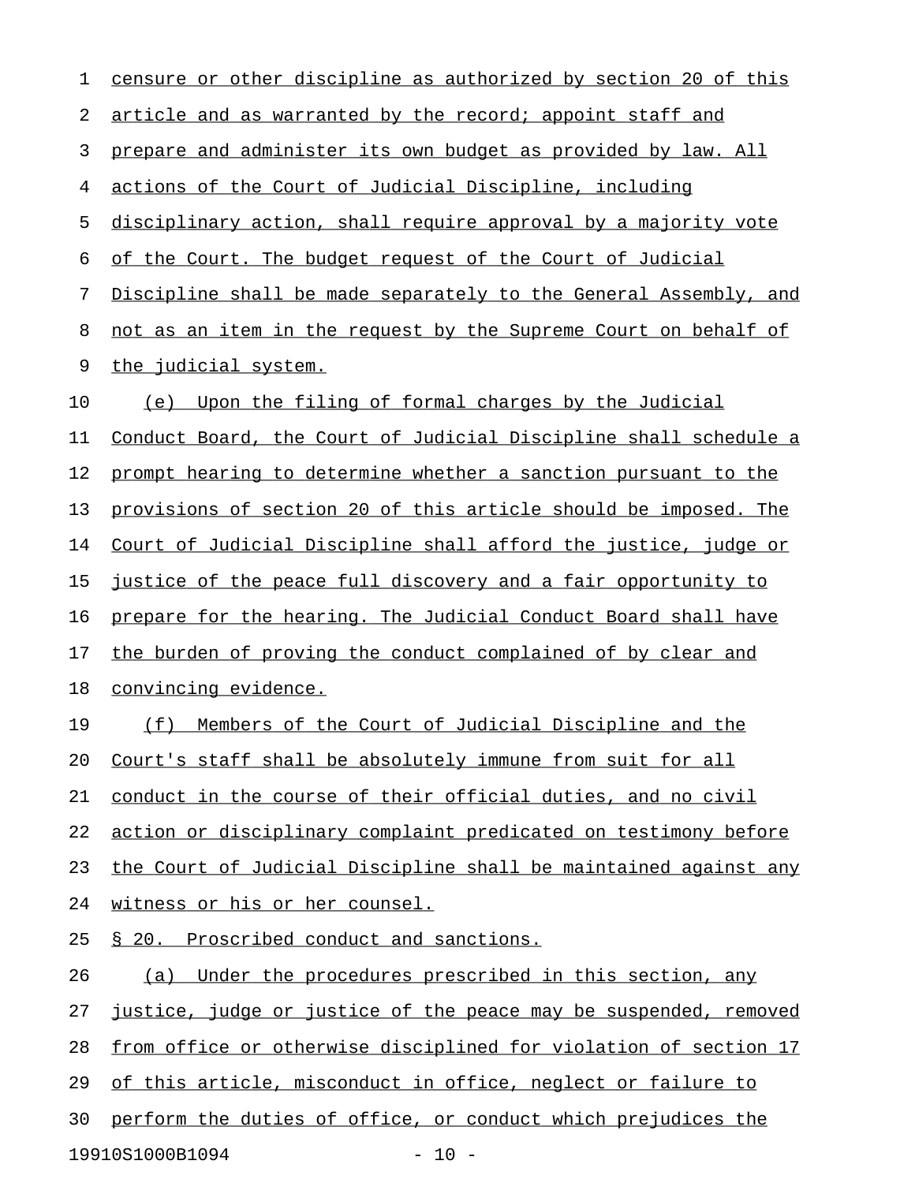censure or other discipline as authorized by section 20 of this article and as warranted by the record; appoint staff and prepare and administer its own budget as provided by law. All actions of the Court of Judicial Discipline, including disciplinary action, shall require approval by a majority vote of the Court. The budget request of the Court of Judicial Discipline shall be made separately to the General Assembly, and not as an item in the request by the Supreme Court on behalf of the judicial system.

(e) Upon the filing of formal charges by the Judicial Conduct Board, the Court of Judicial Discipline shall schedule a prompt hearing to determine whether a sanction pursuant to the provisions of section 20 of this article should be imposed. The Court of Judicial Discipline shall afford the justice, judge or justice of the peace full discovery and a fair opportunity to prepare for the hearing. The Judicial Conduct Board shall have the burden of proving the conduct complained of by clear and convincing evidence.

(f) Members of the Court of Judicial Discipline and the Court's staff shall be absolutely immune from suit for all conduct in the course of their official duties, and no civil action or disciplinary complaint predicated on testimony before the Court of Judicial Discipline shall be maintained against any witness or his or her counsel.

§ 20. Proscribed conduct and sanctions.

(a) Under the procedures prescribed in this section, any justice, judge or justice of the peace may be suspended, removed from office or otherwise disciplined for violation of section 17 of this article, misconduct in office, neglect or failure to perform the duties of office, or conduct which prejudices the

19910S1000B1094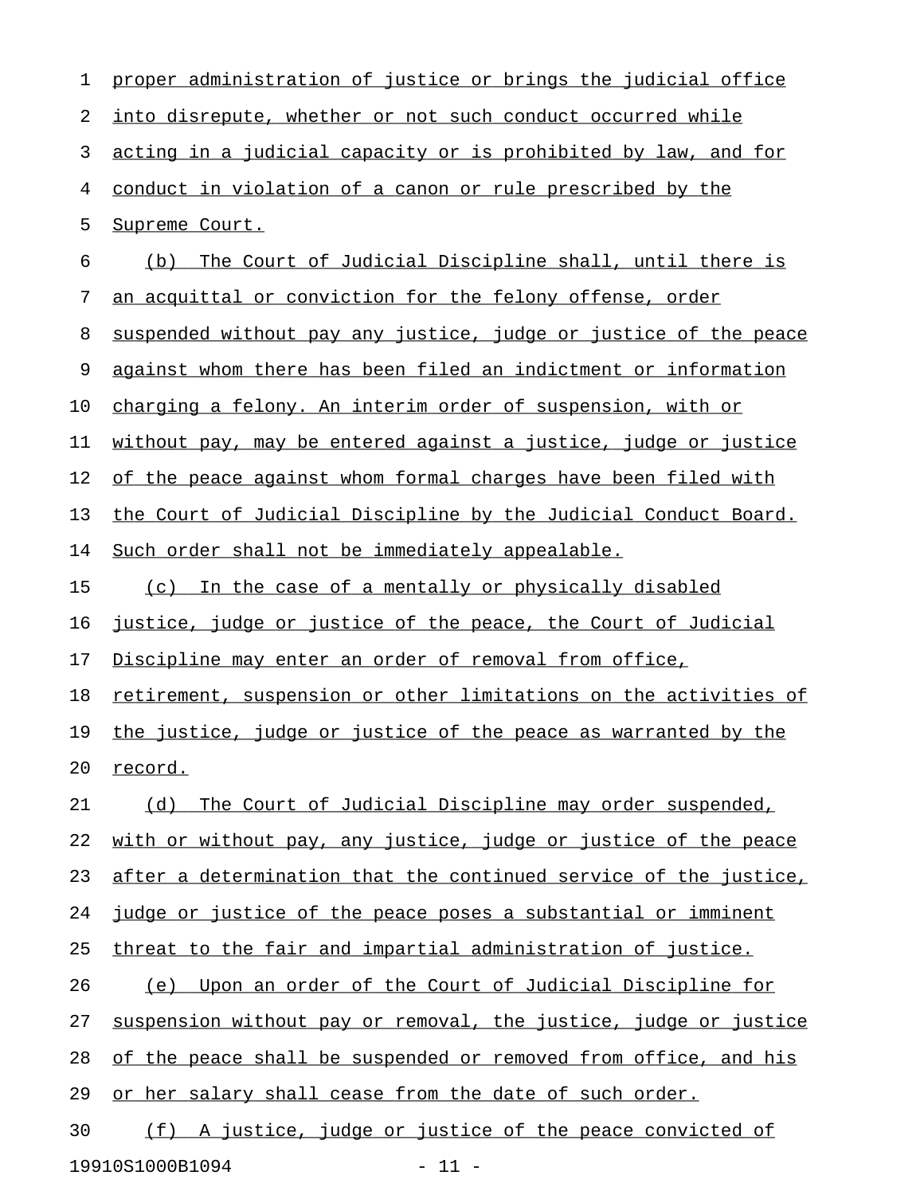proper administration of justice or brings the judicial office into disrepute, whether or not such conduct occurred while acting in a judicial capacity or is prohibited by law, and for conduct in violation of a canon or rule prescribed by the Supreme Court.

(b) The Court of Judicial Discipline shall, until there is an acquittal or conviction for the felony offense, order suspended without pay any justice, judge or justice of the peace against whom there has been filed an indictment or information charging a felony. An interim order of suspension, with or without pay, may be entered against a justice, judge or justice of the peace against whom formal charges have been filed with the Court of Judicial Discipline by the Judicial Conduct Board. Such order shall not be immediately appealable.

(c) In the case of a mentally or physically disabled justice, judge or justice of the peace, the Court of Judicial Discipline may enter an order of removal from office, retirement, suspension or other limitations on the activities of the justice, judge or justice of the peace as warranted by the record.

(d) The Court of Judicial Discipline may order suspended, with or without pay, any justice, judge or justice of the peace after a determination that the continued service of the justice, judge or justice of the peace poses a substantial or imminent threat to the fair and impartial administration of justice.

(e) Upon an order of the Court of Judicial Discipline for suspension without pay or removal, the justice, judge or justice of the peace shall be suspended or removed from office, and his or her salary shall cease from the date of such order.

(f) A justice, judge or justice of the peace convicted of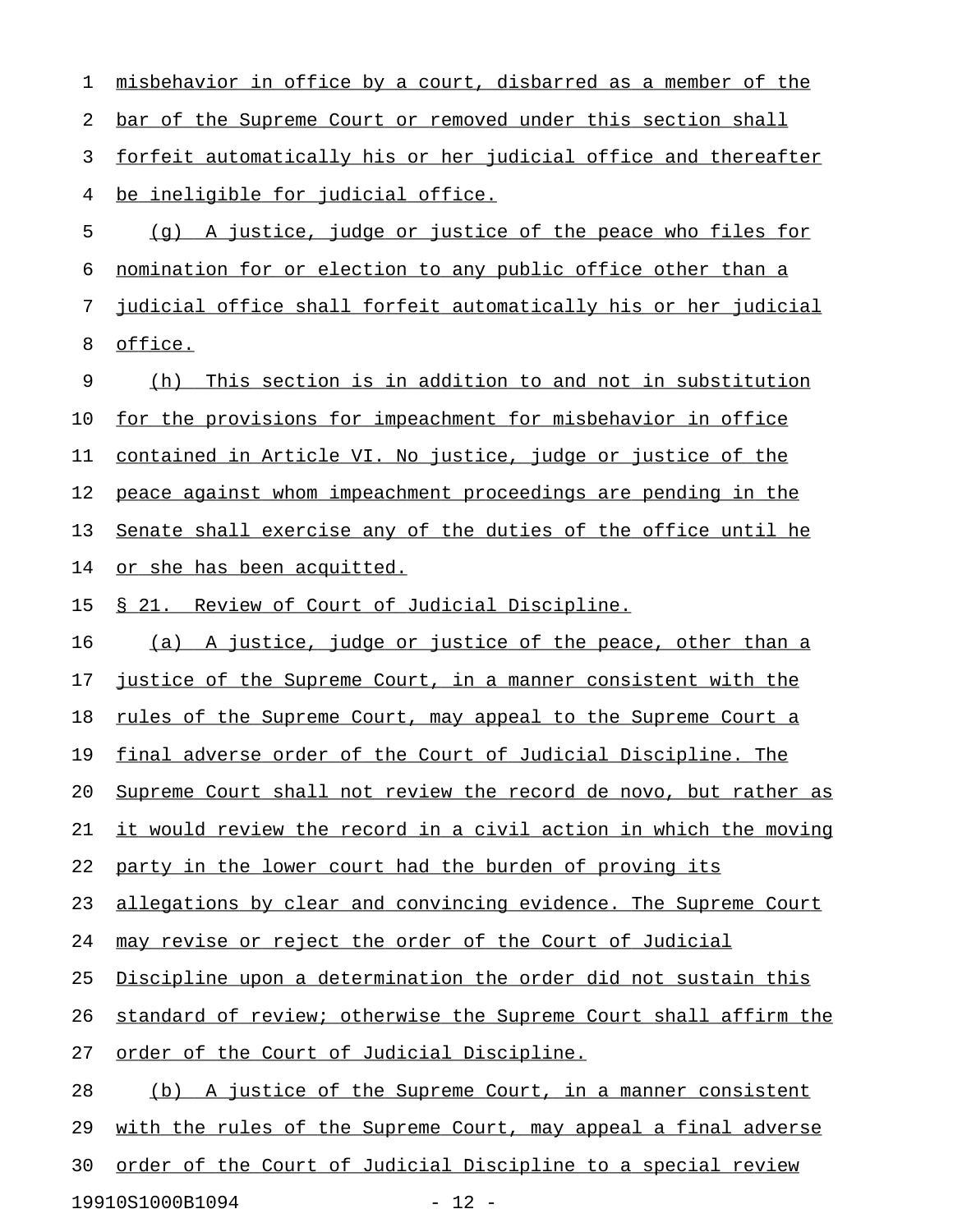misbehavior in office by a court, disbarred as a member of the bar of the Supreme Court or removed under this section shall forfeit automatically his or her judicial office and thereafter be ineligible for judicial office.

(g) A justice, judge or justice of the peace who files for nomination for or election to any public office other than a judicial office shall forfeit automatically his or her judicial office.

(h) This section is in addition to and not in substitution for the provisions for impeachment for misbehavior in office contained in Article VI. No justice, judge or justice of the peace against whom impeachment proceedings are pending in the Senate shall exercise any of the duties of the office until he or she has been acquitted.

§ 21. Review of Court of Judicial Discipline.

(a) A justice, judge or justice of the peace, other than a justice of the Supreme Court, in a manner consistent with the rules of the Supreme Court, may appeal to the Supreme Court a final adverse order of the Court of Judicial Discipline. The Supreme Court shall not review the record de novo, but rather as it would review the record in a civil action in which the moving party in the lower court had the burden of proving its allegations by clear and convincing evidence. The Supreme Court may revise or reject the order of the Court of Judicial Discipline upon a determination the order did not sustain this standard of review; otherwise the Supreme Court shall affirm the order of the Court of Judicial Discipline.

(b) A justice of the Supreme Court, in a manner consistent with the rules of the Supreme Court, may appeal a final adverse order of the Court of Judicial Discipline to a special review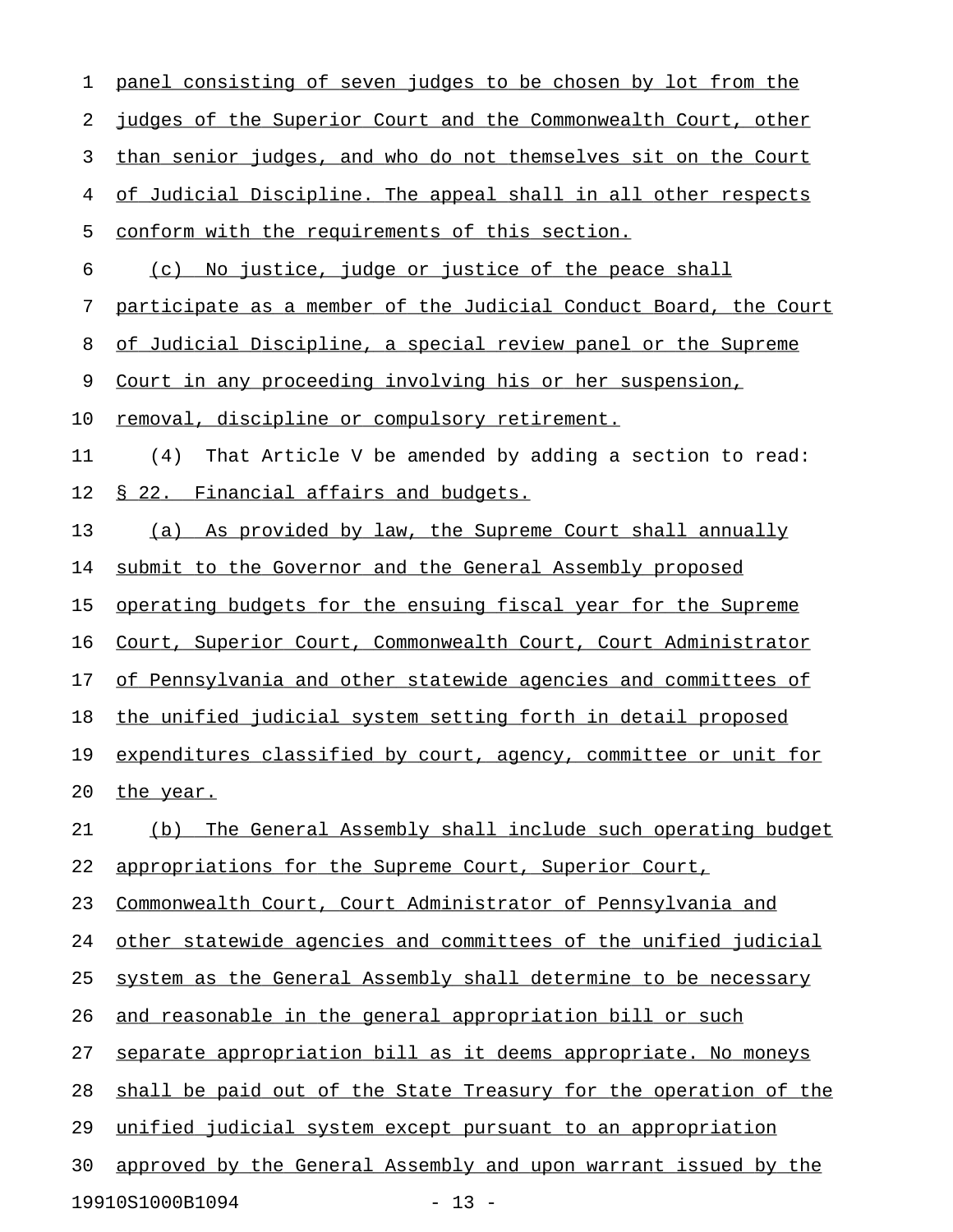panel consisting of seven judges to be chosen by lot from the judges of the Superior Court and the Commonwealth Court, other than senior judges, and who do not themselves sit on the Court of Judicial Discipline. The appeal shall in all other respects conform with the requirements of this section.

(c) No justice, judge or justice of the peace shall participate as a member of the Judicial Conduct Board, the Court of Judicial Discipline, a special review panel or the Supreme Court in any proceeding involving his or her suspension, removal, discipline or compulsory retirement.

(4) That Article V be amended by adding a section to read:

§ 22. Financial affairs and budgets.

(a) As provided by law, the Supreme Court shall annually submit to the Governor and the General Assembly proposed operating budgets for the ensuing fiscal year for the Supreme Court, Superior Court, Commonwealth Court, Court Administrator of Pennsylvania and other statewide agencies and committees of the unified judicial system setting forth in detail proposed expenditures classified by court, agency, committee or unit for the year.

(b) The General Assembly shall include such operating budget appropriations for the Supreme Court, Superior Court, Commonwealth Court, Court Administrator of Pennsylvania and other statewide agencies and committees of the unified judicial system as the General Assembly shall determine to be necessary and reasonable in the general appropriation bill or such separate appropriation bill as it deems appropriate. No moneys shall be paid out of the State Treasury for the operation of the unified judicial system except pursuant to an appropriation approved by the General Assembly and upon warrant issued by the

19910S1000B1094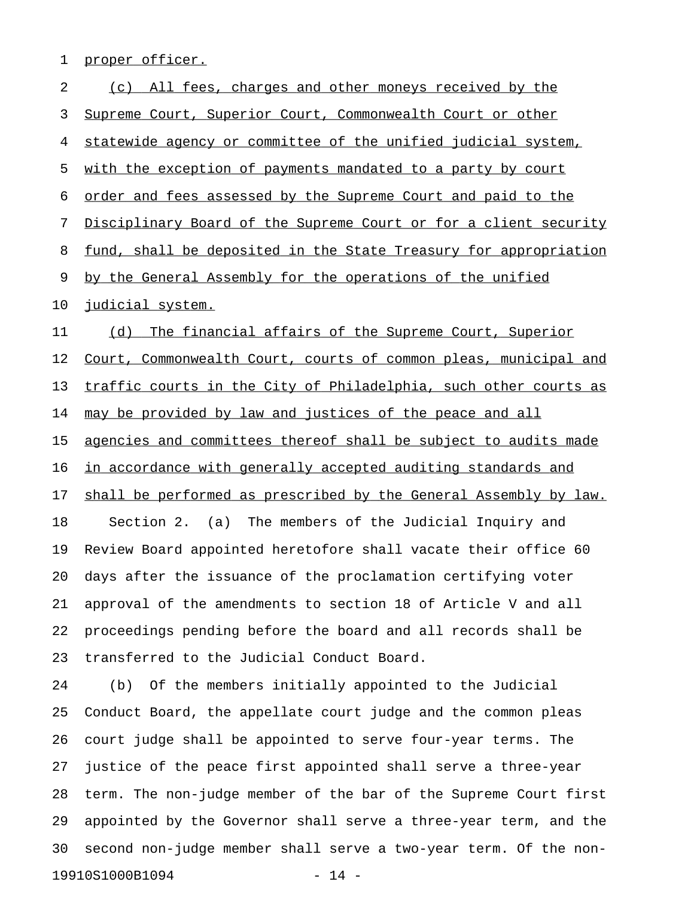proper officer.

(c) All fees, charges and other moneys received by the Supreme Court, Superior Court, Commonwealth Court or other statewide agency or committee of the unified judicial system, with the exception of payments mandated to a party by court order and fees assessed by the Supreme Court and paid to the Disciplinary Board of the Supreme Court or for a client security fund, shall be deposited in the State Treasury for appropriation by the General Assembly for the operations of the unified judicial system.

(d) The financial affairs of the Supreme Court, Superior Court, Commonwealth Court, courts of common pleas, municipal and traffic courts in the City of Philadelphia, such other courts as may be provided by law and justices of the peace and all agencies and committees thereof shall be subject to audits made in accordance with generally accepted auditing standards and shall be performed as prescribed by the General Assembly by law.

Section 2. (a) The members of the Judicial Inquiry and Review Board appointed heretofore shall vacate their office 60 days after the issuance of the proclamation certifying voter approval of the amendments to section 18 of Article V and all proceedings pending before the board and all records shall be transferred to the Judicial Conduct Board.

(b) Of the members initially appointed to the Judicial Conduct Board, the appellate court judge and the common pleas court judge shall be appointed to serve four-year terms. The justice of the peace first appointed shall serve a three-year term. The non-judge member of the bar of the Supreme Court first appointed by the Governor shall serve a three-year term, and the second non-judge member shall serve a two-year term. Of the non-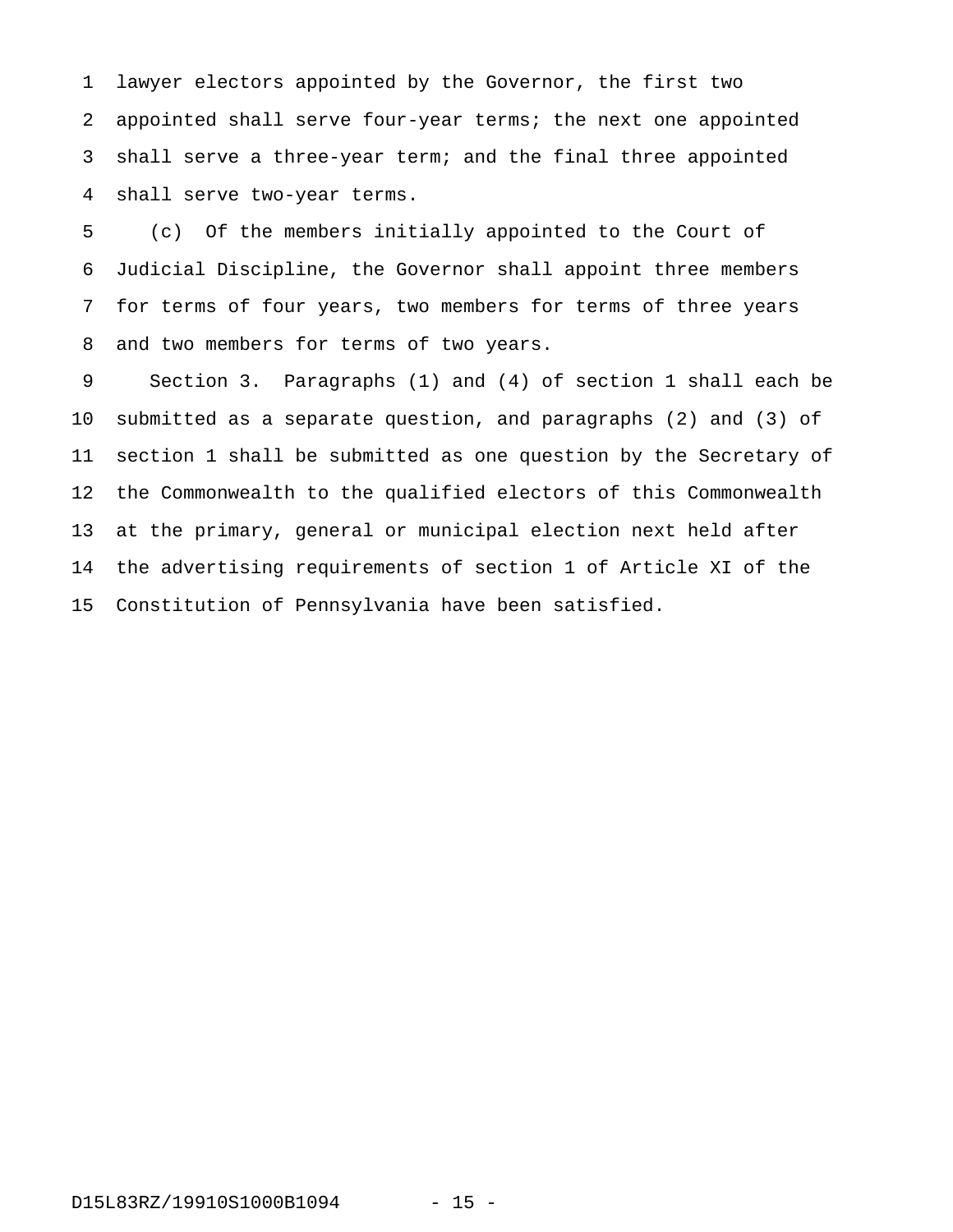lawyer electors appointed by the Governor, the first two appointed shall serve four-year terms; the next one appointed shall serve a three-year term; and the final three appointed shall serve two-year terms.

(c) Of the members initially appointed to the Court of Judicial Discipline, the Governor shall appoint three members for terms of four years, two members for terms of three years and two members for terms of two years.

Section 3. Paragraphs (1) and (4) of section 1 shall each be submitted as a separate question, and paragraphs (2) and (3) of section 1 shall be submitted as one question by the Secretary of the Commonwealth to the qualified electors of this Commonwealth at the primary, general or municipal election next held after the advertising requirements of section 1 of Article XI of the Constitution of Pennsylvania have been satisfied.